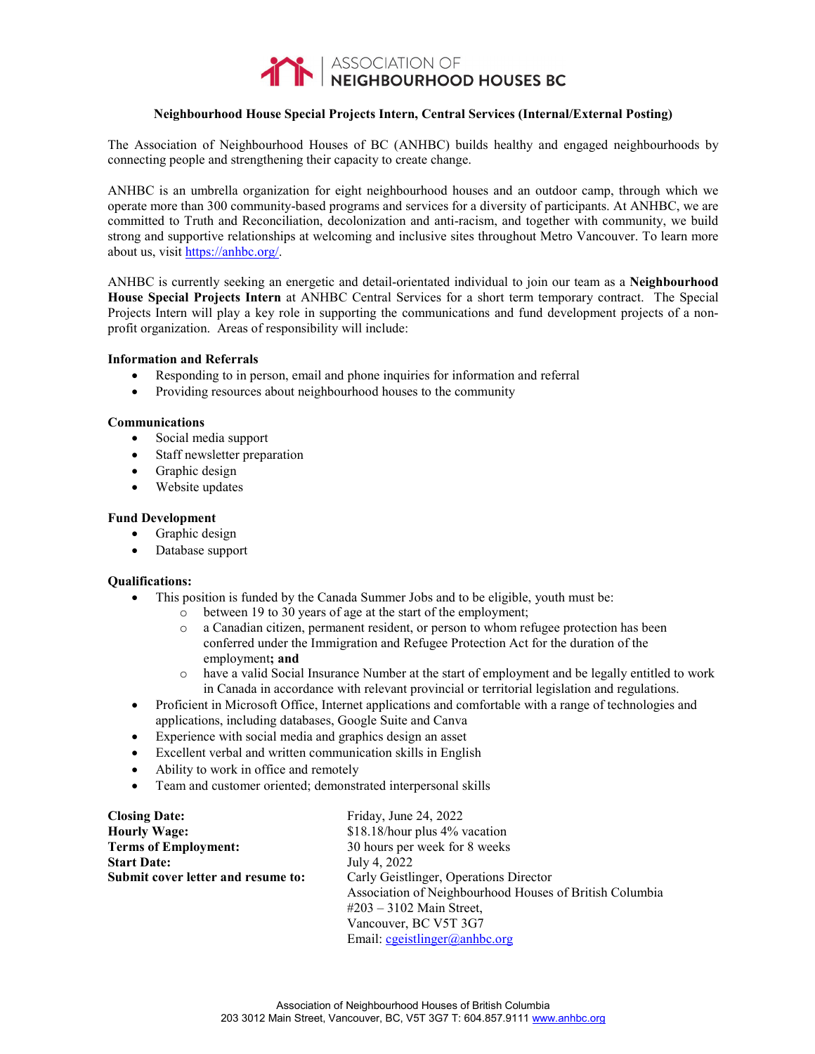ASSOCIATION OF **NEIGHBOURHOOD HOUSES BC**

## Neighbourhood House Special Projects Intern, Central Services (Internal/External Posting)

The Association of Neighbourhood Houses of BC (ANHBC) builds healthy and engaged neighbourhoods by connecting people and strengthening their capacity to create change.

ANHBC is an umbrella organization for eight neighbourhood houses and an outdoor camp, through which we operate more than 300 community-based programs and services for a diversity of participants. At ANHBC, we are committed to Truth and Reconciliation, decolonization and anti-racism, and together with community, we build strong and supportive relationships at welcoming and inclusive sites throughout Metro Vancouver. To learn more about us, visit https://anhbc.org/.

ANHBC is currently seeking an energetic and detail-orientated individual to join our team as a **Neighbourhood House Special Projects Intern** at ANHBC Central Services for a short term temporary contract. The Special Projects Intern will play a key role in supporting the communications and fund development projects of a non-profit organization. Areas of responsibility will include:

**Information and Referrals**

- Responding to in person, email and phone inquiries for information and referral
- Providing resources about neighbourhood houses to the community

**Communications**

- Social media support
- Staff newsletter preparation
- Graphic design
- Website updates

**Fund Development**

- Graphic design
- Database support

**Qualifications:**

- This position is funded by the Canada Summer Jobs and to be eligible, youth must be:
  - between 19 to 30 years of age at the start of the employment;
  - a Canadian citizen, permanent resident, or person to whom refugee protection has been conferred under the Immigration and Refugee Protection Act for the duration of the employment**; and**
  - have a valid Social Insurance Number at the start of employment and be legally entitled to work in Canada in accordance with relevant provincial or territorial legislation and regulations.
- Proficient in Microsoft Office, Internet applications and comfortable with a range of technologies and applications, including databases, Google Suite and Canva
- Experience with social media and graphics design an asset
- Excellent verbal and written communication skills in English
- Ability to work in office and remotely
- Team and customer oriented; demonstrated interpersonal skills

| | |
|---|---|
| **Closing Date:** | Friday, June 24, 2022 |
| **Hourly Wage:** | $18.18/hour plus 4% vacation |
| **Terms of Employment:** | 30 hours per week for 8 weeks |
| **Start Date:** | July 4, 2022 |
| **Submit cover letter and resume to:** | Carly Geistlinger, Operations Director<br>Association of Neighbourhood Houses of British Columbia<br>#203 – 3102 Main Street,<br>Vancouver, BC V5T 3G7<br>Email: cgeistlinger@anhbc.org |

Association of Neighbourhood Houses of British Columbia
203 3012 Main Street, Vancouver, BC, V5T 3G7 T: 604.857.9111 www.anhbc.org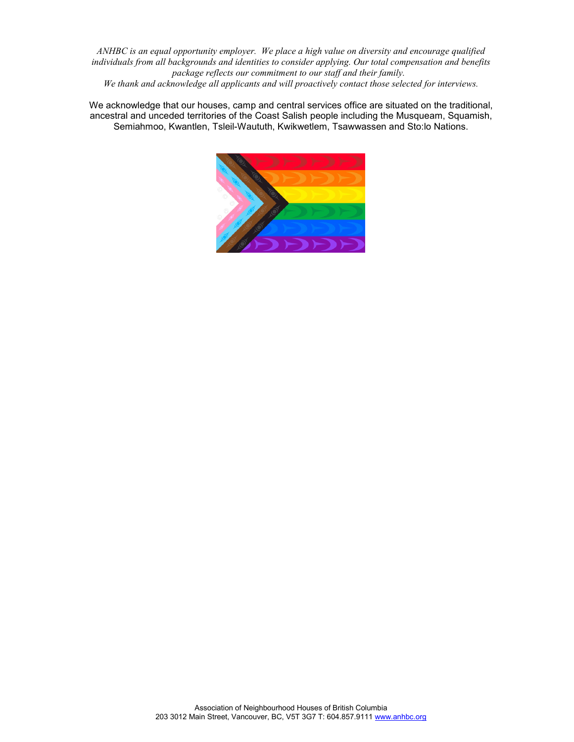*ANHBC is an equal opportunity employer. We place a high value on diversity and encourage qualified individuals from all backgrounds and identities to consider applying. Our total compensation and benefits package reflects our commitment to our staff and their family.*
*We thank and acknowledge all applicants and will proactively contact those selected for interviews.*

We acknowledge that our houses, camp and central services office are situated on the traditional, ancestral and unceded territories of the Coast Salish people including the Musqueam, Squamish, Semiahmoo, Kwantlen, Tsleil-Waututh, Kwikwetlem, Tsawwassen and Sto:lo Nations.

Association of Neighbourhood Houses of British Columbia
203 3012 Main Street, Vancouver, BC, V5T 3G7 T: 604.857.9111 www.anhbc.org